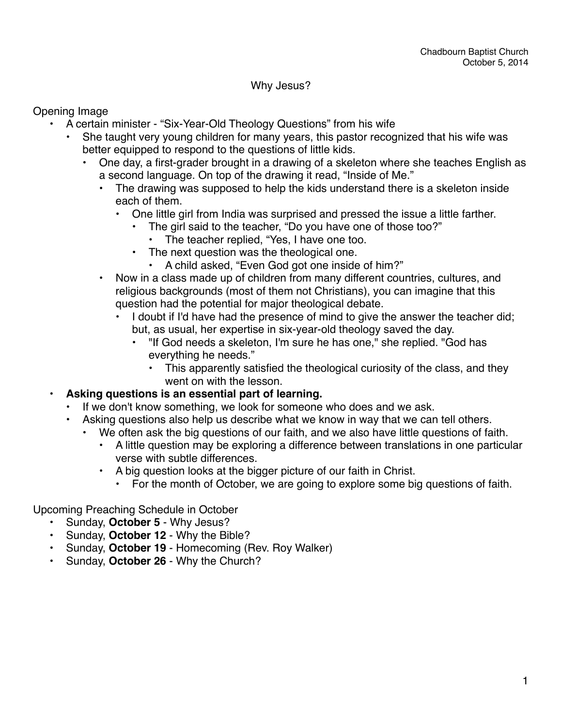Chadbourn Baptist Church
October 5, 2014

# Why Jesus?

Opening Image

- A certain minister - "Six-Year-Old Theology Questions" from his wife
  - She taught very young children for many years, this pastor recognized that his wife was better equipped to respond to the questions of little kids.
    - One day, a first-grader brought in a drawing of a skeleton where she teaches English as a second language. On top of the drawing it read, "Inside of Me."
      - The drawing was supposed to help the kids understand there is a skeleton inside each of them.
        - One little girl from India was surprised and pressed the issue a little farther.
          - The girl said to the teacher, "Do you have one of those too?"
            - The teacher replied, "Yes, I have one too.
          - The next question was the theological one.
            - A child asked, "Even God got one inside of him?"
      - Now in a class made up of children from many different countries, cultures, and religious backgrounds (most of them not Christians), you can imagine that this question had the potential for major theological debate.
        - I doubt if I'd have had the presence of mind to give the answer the teacher did; but, as usual, her expertise in six-year-old theology saved the day.
          - "If God needs a skeleton, I'm sure he has one," she replied. "God has everything he needs."
            - This apparently satisfied the theological curiosity of the class, and they went on with the lesson.
- **Asking questions is an essential part of learning.**
  - If we don't know something, we look for someone who does and we ask.
  - Asking questions also help us describe what we know in way that we can tell others.
    - We often ask the big questions of our faith, and we also have little questions of faith.
      - A little question may be exploring a difference between translations in one particular verse with subtle differences.
      - A big question looks at the bigger picture of our faith in Christ.
        - For the month of October, we are going to explore some big questions of faith.

Upcoming Preaching Schedule in October

- Sunday, **October 5** - Why Jesus?
- Sunday, **October 12** - Why the Bible?
- Sunday, **October 19** - Homecoming (Rev. Roy Walker)
- Sunday, **October 26** - Why the Church?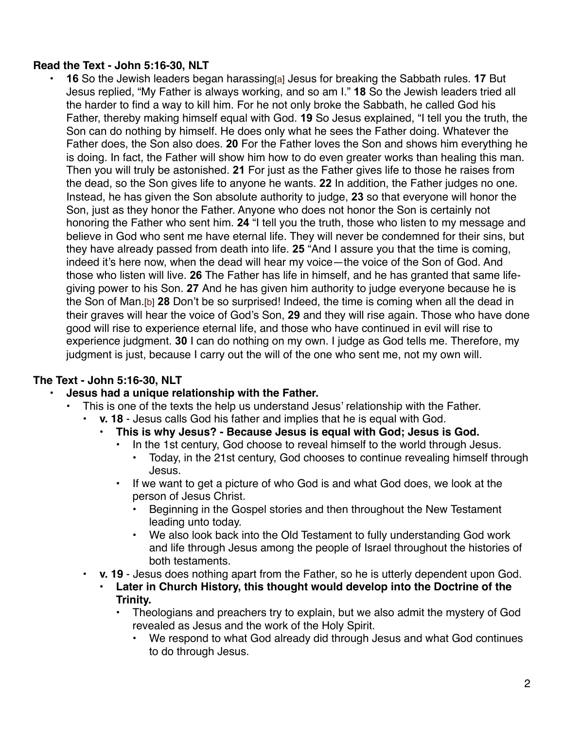**Read the Text - John 5:16-30, NLT**

- **16** So the Jewish leaders began harassing[a] Jesus for breaking the Sabbath rules. **17** But Jesus replied, "My Father is always working, and so am I." **18** So the Jewish leaders tried all the harder to find a way to kill him. For he not only broke the Sabbath, he called God his Father, thereby making himself equal with God. **19** So Jesus explained, "I tell you the truth, the Son can do nothing by himself. He does only what he sees the Father doing. Whatever the Father does, the Son also does. **20** For the Father loves the Son and shows him everything he is doing. In fact, the Father will show him how to do even greater works than healing this man. Then you will truly be astonished. **21** For just as the Father gives life to those he raises from the dead, so the Son gives life to anyone he wants. **22** In addition, the Father judges no one. Instead, he has given the Son absolute authority to judge, **23** so that everyone will honor the Son, just as they honor the Father. Anyone who does not honor the Son is certainly not honoring the Father who sent him. **24** "I tell you the truth, those who listen to my message and believe in God who sent me have eternal life. They will never be condemned for their sins, but they have already passed from death into life. **25** "And I assure you that the time is coming, indeed it's here now, when the dead will hear my voice—the voice of the Son of God. And those who listen will live. **26** The Father has life in himself, and he has granted that same life-giving power to his Son. **27** And he has given him authority to judge everyone because he is the Son of Man.[b] **28** Don't be so surprised! Indeed, the time is coming when all the dead in their graves will hear the voice of God's Son, **29** and they will rise again. Those who have done good will rise to experience eternal life, and those who have continued in evil will rise to experience judgment. **30** I can do nothing on my own. I judge as God tells me. Therefore, my judgment is just, because I carry out the will of the one who sent me, not my own will.

**The Text - John 5:16-30, NLT**

- **Jesus had a unique relationship with the Father.**
  - This is one of the texts the help us understand Jesus' relationship with the Father.
    - **v. 18** - Jesus calls God his father and implies that he is equal with God.
      - **This is why Jesus? - Because Jesus is equal with God; Jesus is God.**
        - In the 1st century, God choose to reveal himself to the world through Jesus.
          - Today, in the 21st century, God chooses to continue revealing himself through Jesus.
        - If we want to get a picture of who God is and what God does, we look at the person of Jesus Christ.
          - Beginning in the Gospel stories and then throughout the New Testament leading unto today.
          - We also look back into the Old Testament to fully understanding God work and life through Jesus among the people of Israel throughout the histories of both testaments.
    - **v. 19** - Jesus does nothing apart from the Father, so he is utterly dependent upon God.
      - **Later in Church History, this thought would develop into the Doctrine of the Trinity.**
        - Theologians and preachers try to explain, but we also admit the mystery of God revealed as Jesus and the work of the Holy Spirit.
          - We respond to what God already did through Jesus and what God continues to do through Jesus.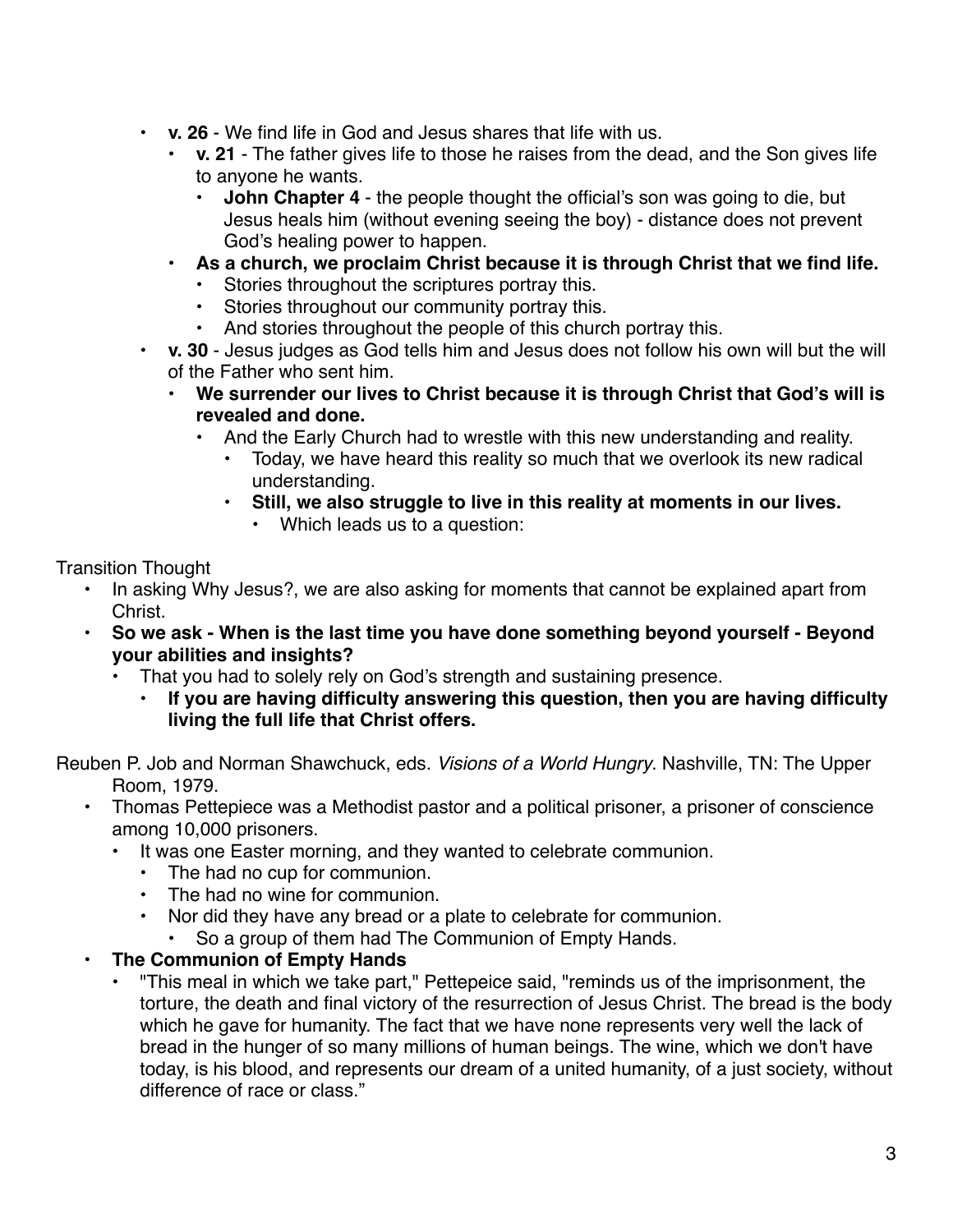- **v. 26** - We find life in God and Jesus shares that life with us.
  - **v. 21** - The father gives life to those he raises from the dead, and the Son gives life to anyone he wants.
    - **John Chapter 4** - the people thought the official's son was going to die, but Jesus heals him (without evening seeing the boy) - distance does not prevent God's healing power to happen.
  - **As a church, we proclaim Christ because it is through Christ that we find life.**
    - Stories throughout the scriptures portray this.
    - Stories throughout our community portray this.
    - And stories throughout the people of this church portray this.
- **v. 30** - Jesus judges as God tells him and Jesus does not follow his own will but the will of the Father who sent him.
  - **We surrender our lives to Christ because it is through Christ that God's will is revealed and done.**
    - And the Early Church had to wrestle with this new understanding and reality.
      - Today, we have heard this reality so much that we overlook its new radical understanding.
      - **Still, we also struggle to live in this reality at moments in our lives.**
        - Which leads us to a question:

Transition Thought

- In asking Why Jesus?, we are also asking for moments that cannot be explained apart from Christ.
- **So we ask - When is the last time you have done something beyond yourself - Beyond your abilities and insights?**
  - That you had to solely rely on God's strength and sustaining presence.
    - **If you are having difficulty answering this question, then you are having difficulty living the full life that Christ offers.**

Reuben P. Job and Norman Shawchuck, eds. *Visions of a World Hungry*. Nashville, TN: The Upper Room, 1979.

- Thomas Pettepiece was a Methodist pastor and a political prisoner, a prisoner of conscience among 10,000 prisoners.
  - It was one Easter morning, and they wanted to celebrate communion.
    - The had no cup for communion.
    - The had no wine for communion.
    - Nor did they have any bread or a plate to celebrate for communion.
      - So a group of them had The Communion of Empty Hands.
- **The Communion of Empty Hands**
  - "This meal in which we take part," Pettepeice said, "reminds us of the imprisonment, the torture, the death and final victory of the resurrection of Jesus Christ. The bread is the body which he gave for humanity. The fact that we have none represents very well the lack of bread in the hunger of so many millions of human beings. The wine, which we don't have today, is his blood, and represents our dream of a united humanity, of a just society, without difference of race or class."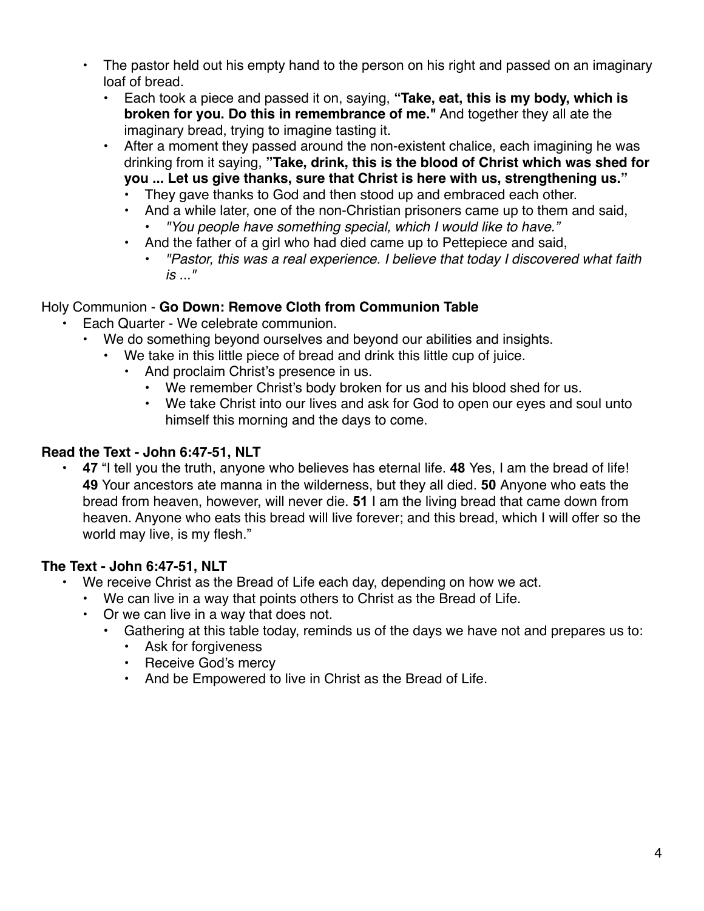- The pastor held out his empty hand to the person on his right and passed on an imaginary loaf of bread.
  - Each took a piece and passed it on, saying, **"Take, eat, this is my body, which is broken for you. Do this in remembrance of me."** And together they all ate the imaginary bread, trying to imagine tasting it.
  - After a moment they passed around the non-existent chalice, each imagining he was drinking from it saying, **"Take, drink, this is the blood of Christ which was shed for you ... Let us give thanks, sure that Christ is here with us, strengthening us."**
    - They gave thanks to God and then stood up and embraced each other.
    - And a while later, one of the non-Christian prisoners came up to them and said,
      - *"You people have something special, which I would like to have."*
    - And the father of a girl who had died came up to Pettepiece and said,
      - *"Pastor, this was a real experience. I believe that today I discovered what faith is ..."*

Holy Communion - **Go Down: Remove Cloth from Communion Table**

- Each Quarter - We celebrate communion.
  - We do something beyond ourselves and beyond our abilities and insights.
    - We take in this little piece of bread and drink this little cup of juice.
      - And proclaim Christ's presence in us.
        - We remember Christ's body broken for us and his blood shed for us.
        - We take Christ into our lives and ask for God to open our eyes and soul unto himself this morning and the days to come.

**Read the Text - John 6:47-51, NLT**

- **47** "I tell you the truth, anyone who believes has eternal life. **48** Yes, I am the bread of life! **49** Your ancestors ate manna in the wilderness, but they all died. **50** Anyone who eats the bread from heaven, however, will never die. **51** I am the living bread that came down from heaven. Anyone who eats this bread will live forever; and this bread, which I will offer so the world may live, is my flesh."

**The Text - John 6:47-51, NLT**

- We receive Christ as the Bread of Life each day, depending on how we act.
  - We can live in a way that points others to Christ as the Bread of Life.
  - Or we can live in a way that does not.
    - Gathering at this table today, reminds us of the days we have not and prepares us to:
      - Ask for forgiveness
      - Receive God's mercy
      - And be Empowered to live in Christ as the Bread of Life.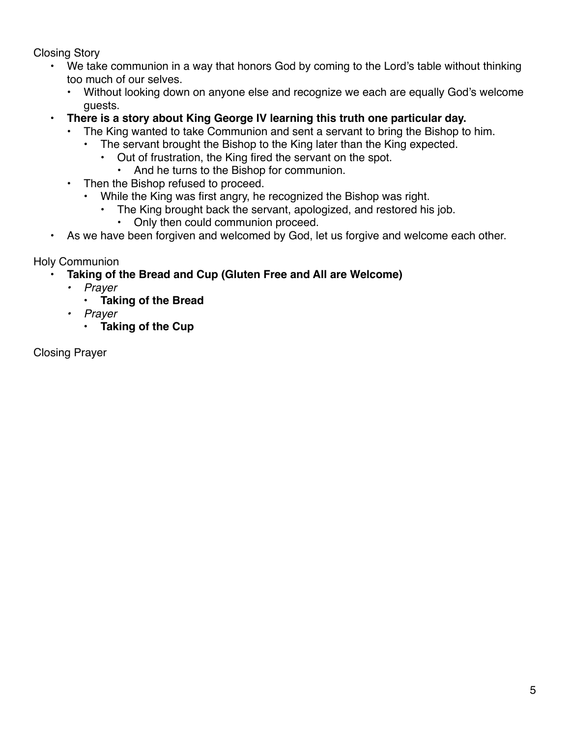Closing Story

- We take communion in a way that honors God by coming to the Lord's table without thinking too much of our selves.
  - Without looking down on anyone else and recognize we each are equally God's welcome guests.
- **There is a story about King George IV learning this truth one particular day.**
  - The King wanted to take Communion and sent a servant to bring the Bishop to him.
    - The servant brought the Bishop to the King later than the King expected.
      - Out of frustration, the King fired the servant on the spot.
        - And he turns to the Bishop for communion.
  - Then the Bishop refused to proceed.
    - While the King was first angry, he recognized the Bishop was right.
      - The King brought back the servant, apologized, and restored his job.
        - Only then could communion proceed.
- As we have been forgiven and welcomed by God, let us forgive and welcome each other.

Holy Communion

- **Taking of the Bread and Cup (Gluten Free and All are Welcome)**
  - *Prayer*
    - **Taking of the Bread**
  - *Prayer*
    - **Taking of the Cup**

Closing Prayer